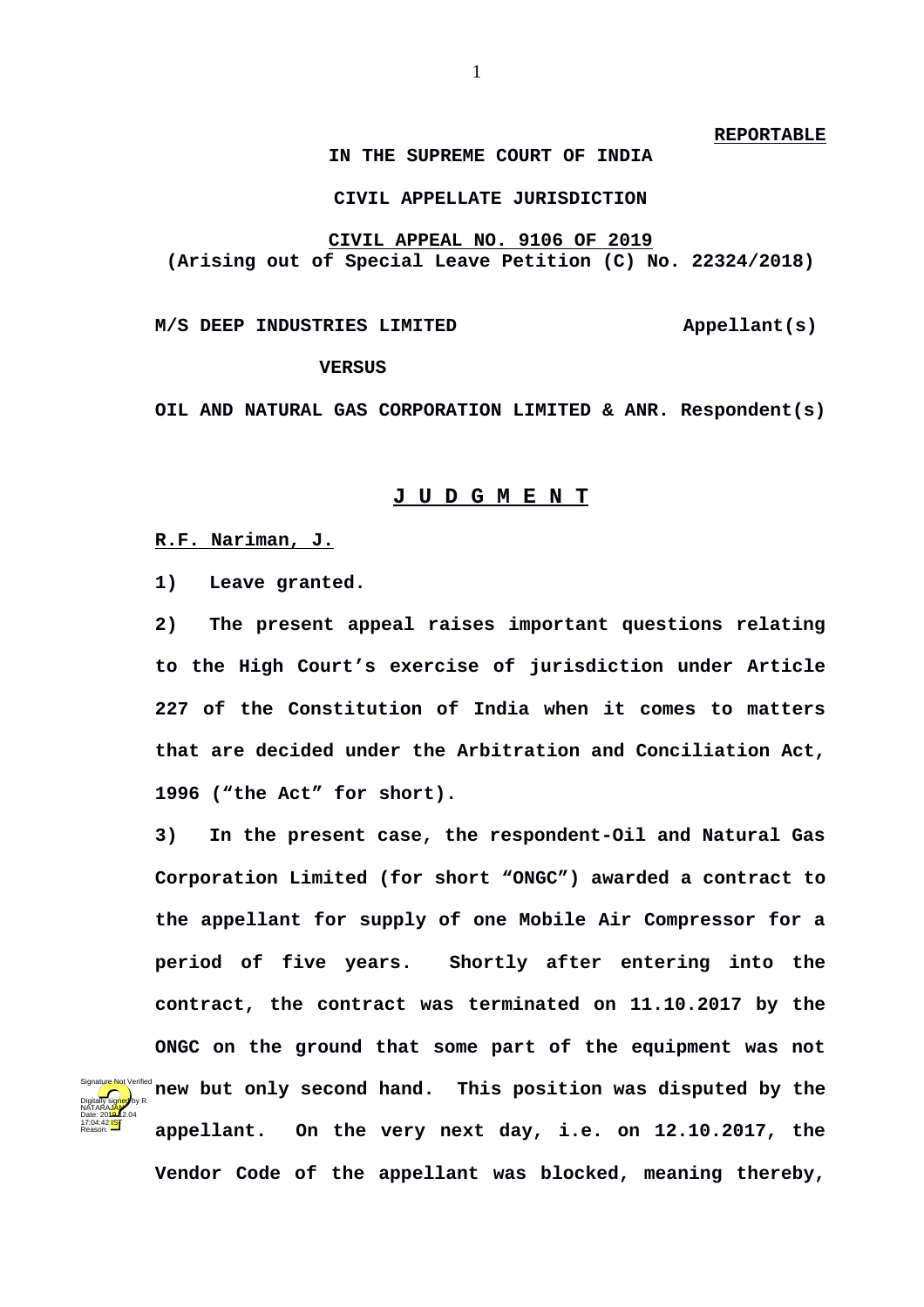**REPORTABLE**

**IN THE SUPREME COURT OF INDIA**

**CIVIL APPELLATE JURISDICTION**

**CIVIL APPEAL NO. 9106 OF 2019**
**(Arising out of Special Leave Petition (C) No. 22324/2018)**

**M/S DEEP INDUSTRIES LIMITED Appellant(s)**

**VERSUS**

**OIL AND NATURAL GAS CORPORATION LIMITED & ANR. Respondent(s)**

**J U D G M E N T**

**R.F. Nariman, J.**

**1) Leave granted.**

**2) The present appeal raises important questions relating to the High Court's exercise of jurisdiction under Article 227 of the Constitution of India when it comes to matters that are decided under the Arbitration and Conciliation Act, 1996 ("the Act" for short).**

**3) In the present case, the respondent-Oil and Natural Gas Corporation Limited (for short "ONGC") awarded a contract to the appellant for supply of one Mobile Air Compressor for a period of five years. Shortly after entering into the contract, the contract was terminated on 11.10.2017 by the ONGC on the ground that some part of the equipment was not new but only second hand. This position was disputed by the appellant. On the very next day, i.e. on 12.10.2017, the Vendor Code of the appellant was blocked, meaning thereby,**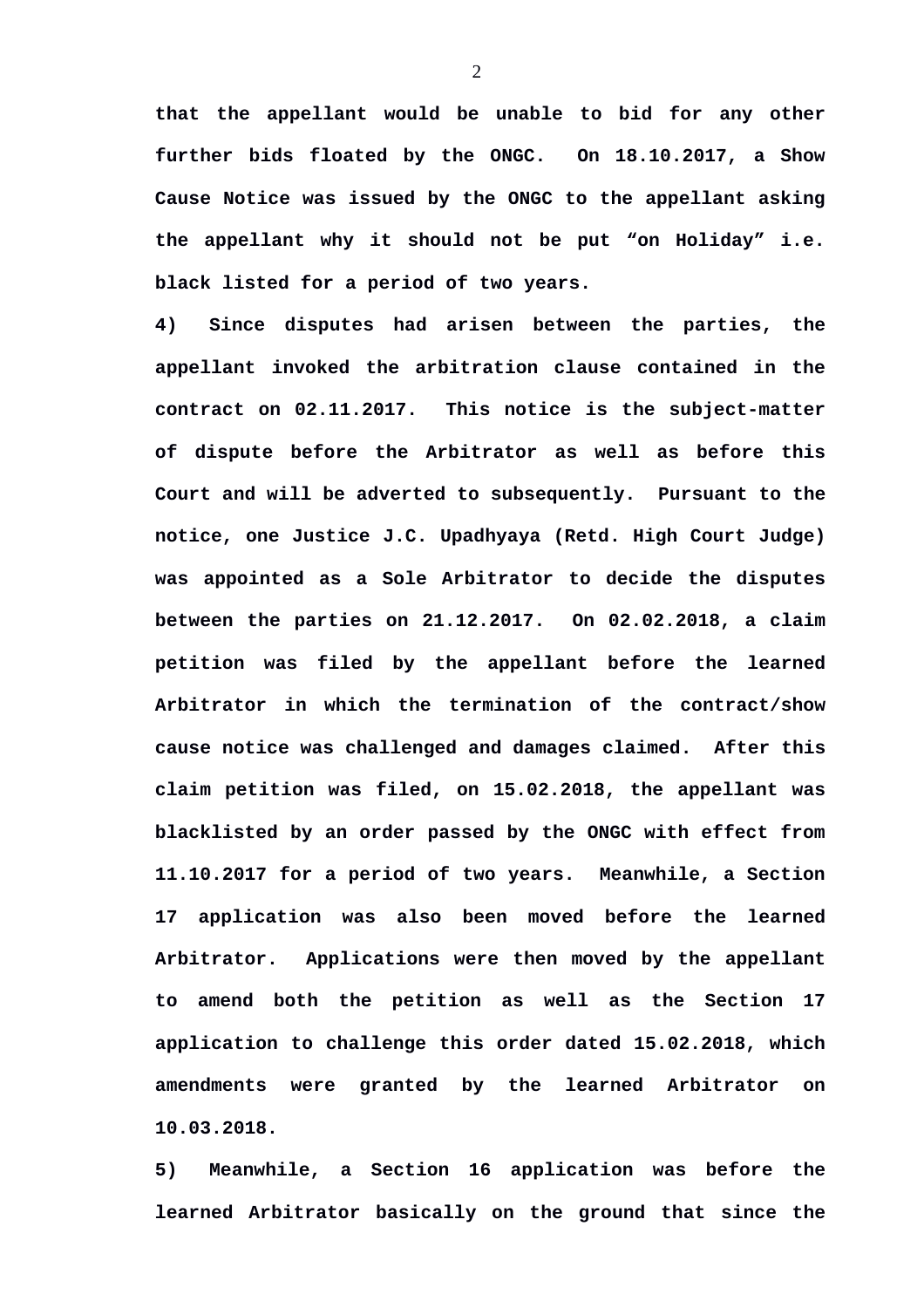**that the appellant would be unable to bid for any other further bids floated by the ONGC. On 18.10.2017, a Show Cause Notice was issued by the ONGC to the appellant asking the appellant why it should not be put "on Holiday" i.e. black listed for a period of two years.**

**4) Since disputes had arisen between the parties, the appellant invoked the arbitration clause contained in the contract on 02.11.2017. This notice is the subject-matter of dispute before the Arbitrator as well as before this Court and will be adverted to subsequently. Pursuant to the notice, one Justice J.C. Upadhyaya (Retd. High Court Judge) was appointed as a Sole Arbitrator to decide the disputes between the parties on 21.12.2017. On 02.02.2018, a claim petition was filed by the appellant before the learned Arbitrator in which the termination of the contract/show cause notice was challenged and damages claimed. After this claim petition was filed, on 15.02.2018, the appellant was blacklisted by an order passed by the ONGC with effect from 11.10.2017 for a period of two years. Meanwhile, a Section 17 application was also been moved before the learned Arbitrator. Applications were then moved by the appellant to amend both the petition as well as the Section 17 application to challenge this order dated 15.02.2018, which amendments were granted by the learned Arbitrator on 10.03.2018.**

**5) Meanwhile, a Section 16 application was before the learned Arbitrator basically on the ground that since the**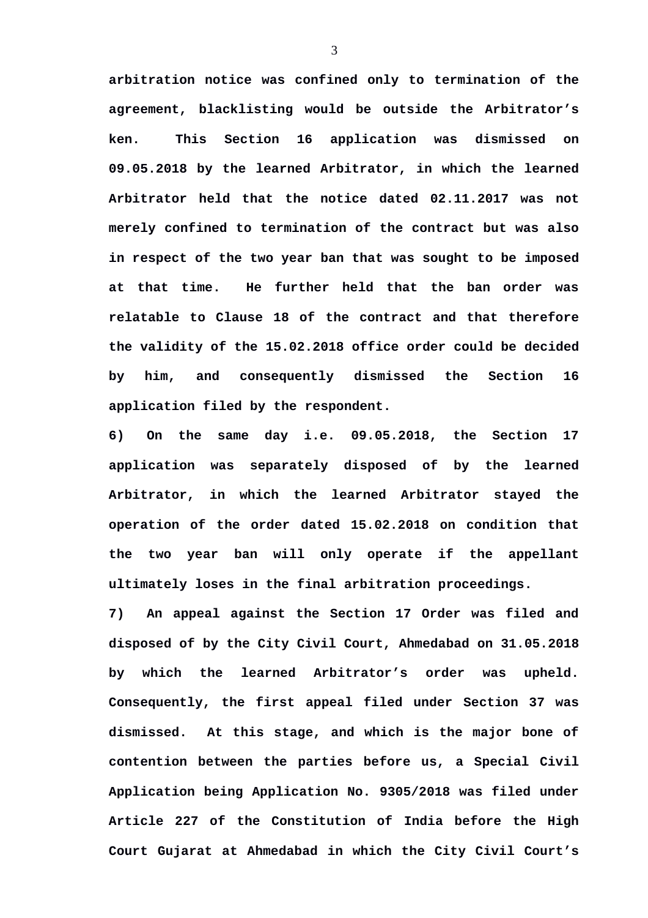**arbitration notice was confined only to termination of the agreement, blacklisting would be outside the Arbitrator's ken. This Section 16 application was dismissed on 09.05.2018 by the learned Arbitrator, in which the learned Arbitrator held that the notice dated 02.11.2017 was not merely confined to termination of the contract but was also in respect of the two year ban that was sought to be imposed at that time. He further held that the ban order was relatable to Clause 18 of the contract and that therefore the validity of the 15.02.2018 office order could be decided by him, and consequently dismissed the Section 16 application filed by the respondent.**

**6) On the same day i.e. 09.05.2018, the Section 17 application was separately disposed of by the learned Arbitrator, in which the learned Arbitrator stayed the operation of the order dated 15.02.2018 on condition that the two year ban will only operate if the appellant ultimately loses in the final arbitration proceedings.**

**7) An appeal against the Section 17 Order was filed and disposed of by the City Civil Court, Ahmedabad on 31.05.2018 by which the learned Arbitrator's order was upheld. Consequently, the first appeal filed under Section 37 was dismissed. At this stage, and which is the major bone of contention between the parties before us, a Special Civil Application being Application No. 9305/2018 was filed under Article 227 of the Constitution of India before the High Court Gujarat at Ahmedabad in which the City Civil Court's**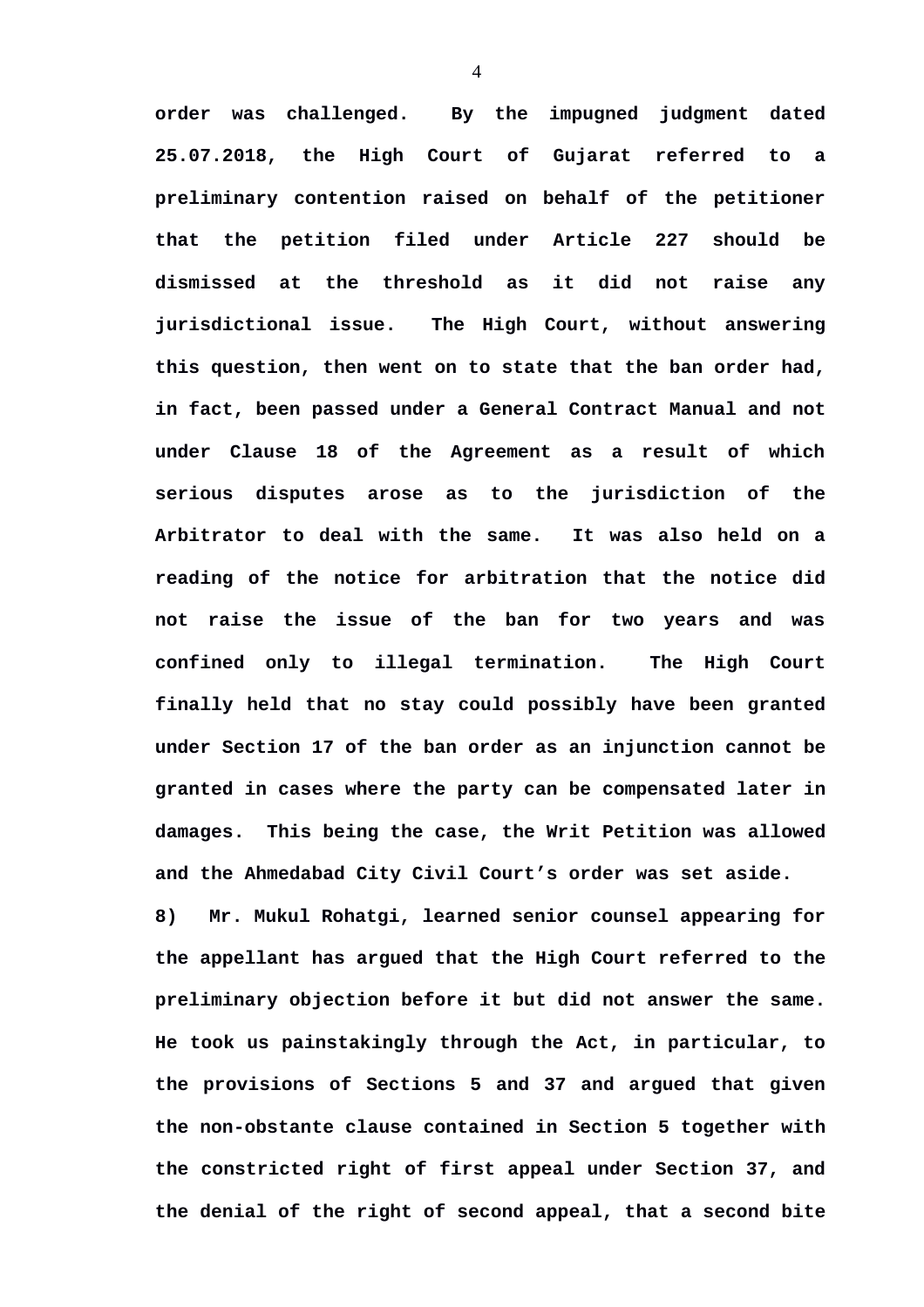order was challenged. By the impugned judgment dated 25.07.2018, the High Court of Gujarat referred to a preliminary contention raised on behalf of the petitioner that the petition filed under Article 227 should be dismissed at the threshold as it did not raise any jurisdictional issue. The High Court, without answering this question, then went on to state that the ban order had, in fact, been passed under a General Contract Manual and not under Clause 18 of the Agreement as a result of which serious disputes arose as to the jurisdiction of the Arbitrator to deal with the same. It was also held on a reading of the notice for arbitration that the notice did not raise the issue of the ban for two years and was confined only to illegal termination. The High Court finally held that no stay could possibly have been granted under Section 17 of the ban order as an injunction cannot be granted in cases where the party can be compensated later in damages. This being the case, the Writ Petition was allowed and the Ahmedabad City Civil Court's order was set aside.

8) Mr. Mukul Rohatgi, learned senior counsel appearing for the appellant has argued that the High Court referred to the preliminary objection before it but did not answer the same. He took us painstakingly through the Act, in particular, to the provisions of Sections 5 and 37 and argued that given the non-obstante clause contained in Section 5 together with the constricted right of first appeal under Section 37, and the denial of the right of second appeal, that a second bite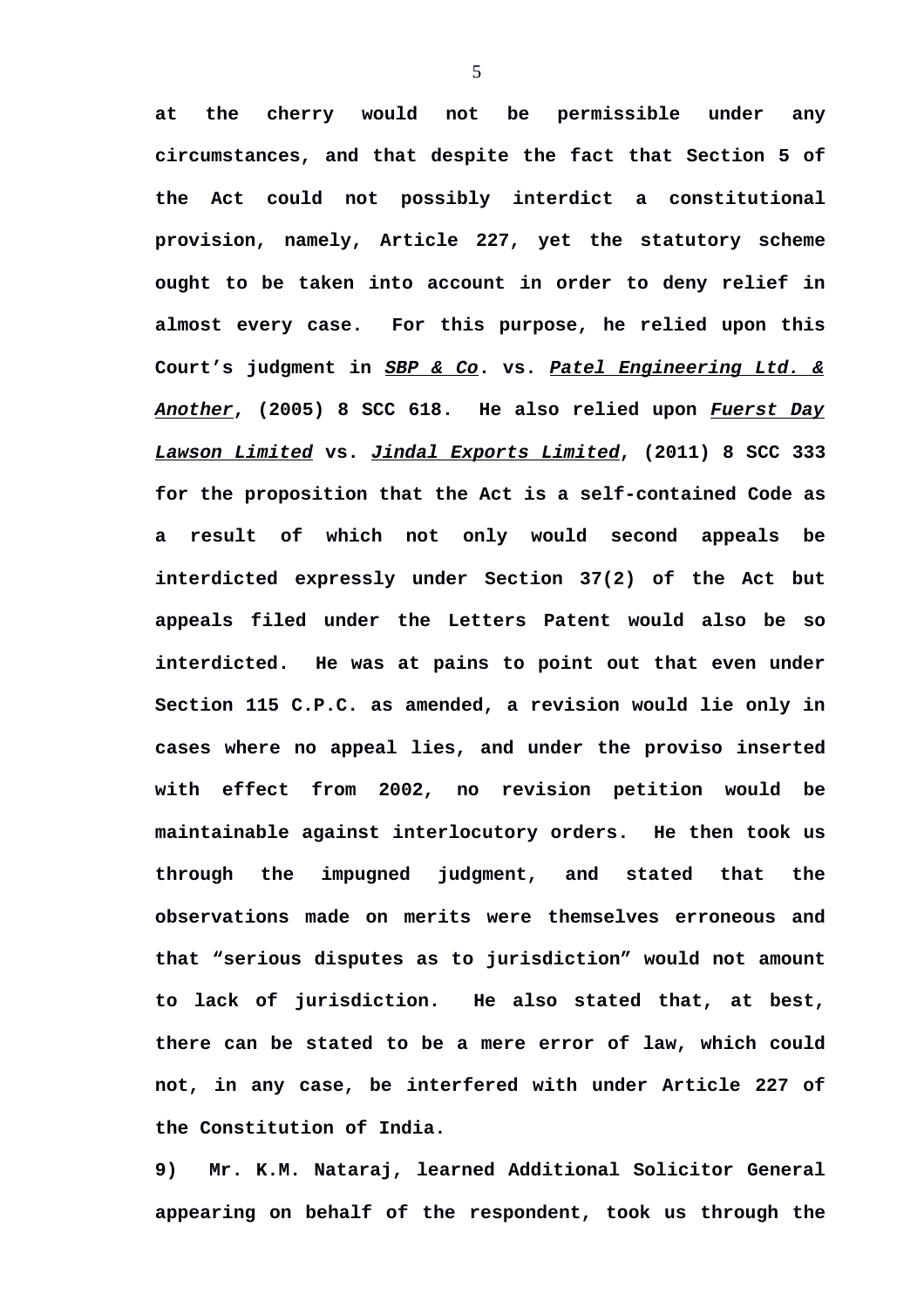**at the cherry would not be permissible under any circumstances, and that despite the fact that Section 5 of the Act could not possibly interdict a constitutional provision, namely, Article 227, yet the statutory scheme ought to be taken into account in order to deny relief in almost every case. For this purpose, he relied upon this Court's judgment in *SBP & Co*. vs. *Patel Engineering Ltd. & Another*, (2005) 8 SCC 618. He also relied upon *Fuerst Day Lawson Limited* vs. *Jindal Exports Limited*, (2011) 8 SCC 333 for the proposition that the Act is a self-contained Code as a result of which not only would second appeals be interdicted expressly under Section 37(2) of the Act but appeals filed under the Letters Patent would also be so interdicted. He was at pains to point out that even under Section 115 C.P.C. as amended, a revision would lie only in cases where no appeal lies, and under the proviso inserted with effect from 2002, no revision petition would be maintainable against interlocutory orders. He then took us through the impugned judgment, and stated that the observations made on merits were themselves erroneous and that "serious disputes as to jurisdiction" would not amount to lack of jurisdiction. He also stated that, at best, there can be stated to be a mere error of law, which could not, in any case, be interfered with under Article 227 of the Constitution of India.**

**9) Mr. K.M. Nataraj, learned Additional Solicitor General appearing on behalf of the respondent, took us through the**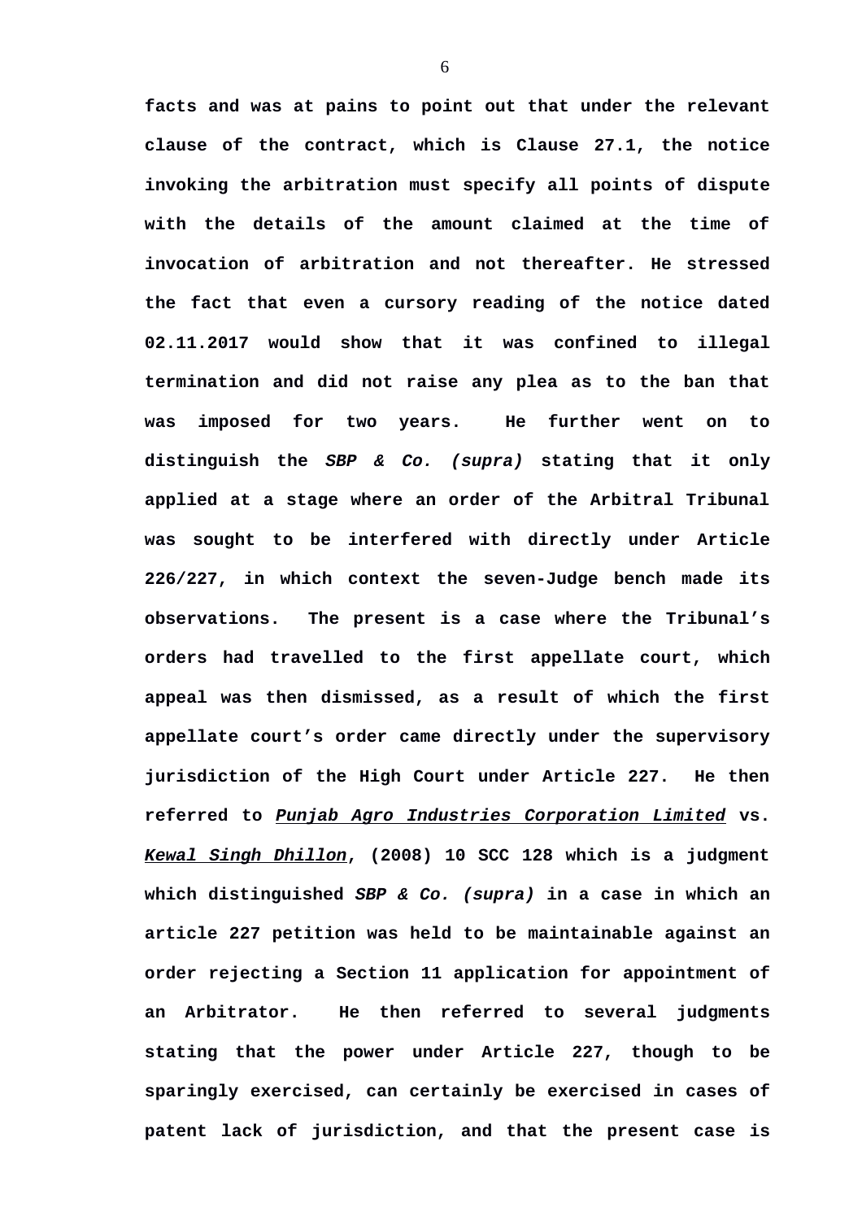facts and was at pains to point out that under the relevant clause of the contract, which is Clause 27.1, the notice invoking the arbitration must specify all points of dispute with the details of the amount claimed at the time of invocation of arbitration and not thereafter. He stressed the fact that even a cursory reading of the notice dated 02.11.2017 would show that it was confined to illegal termination and did not raise any plea as to the ban that was imposed for two years. He further went on to distinguish the *SBP & Co. (supra)* stating that it only applied at a stage where an order of the Arbitral Tribunal was sought to be interfered with directly under Article 226/227, in which context the seven-Judge bench made its observations. The present is a case where the Tribunal's orders had travelled to the first appellate court, which appeal was then dismissed, as a result of which the first appellate court's order came directly under the supervisory jurisdiction of the High Court under Article 227. He then referred to ***Punjab Agro Industries Corporation Limited*** vs. ***Kewal Singh Dhillon***, (2008) 10 SCC 128 which is a judgment which distinguished *SBP & Co. (supra)* in a case in which an article 227 petition was held to be maintainable against an order rejecting a Section 11 application for appointment of an Arbitrator. He then referred to several judgments stating that the power under Article 227, though to be sparingly exercised, can certainly be exercised in cases of patent lack of jurisdiction, and that the present case is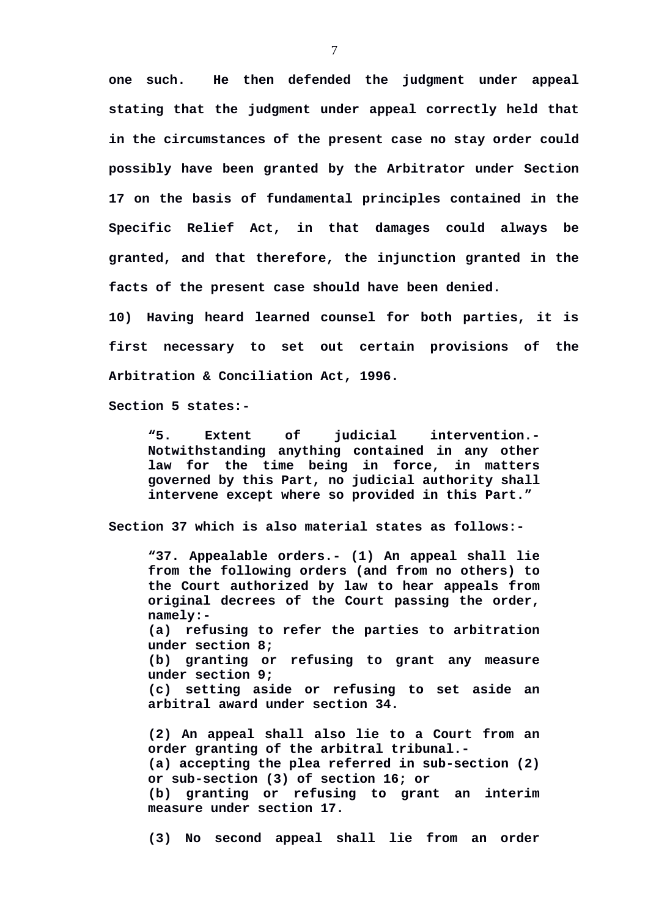**one such. He then defended the judgment under appeal stating that the judgment under appeal correctly held that in the circumstances of the present case no stay order could possibly have been granted by the Arbitrator under Section 17 on the basis of fundamental principles contained in the Specific Relief Act, in that damages could always be granted, and that therefore, the injunction granted in the facts of the present case should have been denied.**

**10) Having heard learned counsel for both parties, it is first necessary to set out certain provisions of the Arbitration & Conciliation Act, 1996.**

**Section 5 states:-**

> **"5. Extent of judicial intervention.- Notwithstanding anything contained in any other law for the time being in force, in matters governed by this Part, no judicial authority shall intervene except where so provided in this Part."**

**Section 37 which is also material states as follows:-**

> **"37. Appealable orders.- (1) An appeal shall lie from the following orders (and from no others) to the Court authorized by law to hear appeals from original decrees of the Court passing the order, namely:-**
> **(a) refusing to refer the parties to arbitration under section 8;**
> **(b) granting or refusing to grant any measure under section 9;**
> **(c) setting aside or refusing to set aside an arbitral award under section 34.**
>
> **(2) An appeal shall also lie to a Court from an order granting of the arbitral tribunal.-**
> **(a) accepting the plea referred in sub-section (2) or sub-section (3) of section 16; or**
> **(b) granting or refusing to grant an interim measure under section 17.**
>
> **(3) No second appeal shall lie from an order**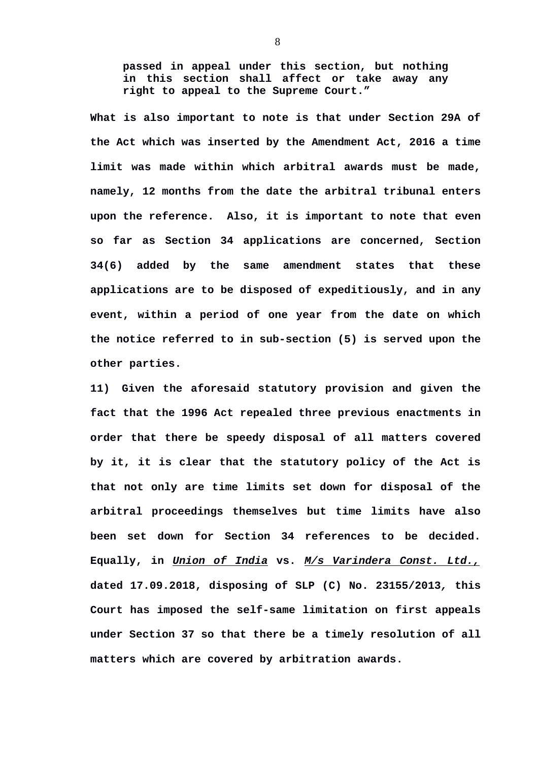> **passed in appeal under this section, but nothing in this section shall affect or take away any right to appeal to the Supreme Court.”**

**What is also important to note is that under Section 29A of the Act which was inserted by the Amendment Act, 2016 a time limit was made within which arbitral awards must be made, namely, 12 months from the date the arbitral tribunal enters upon the reference. Also, it is important to note that even so far as Section 34 applications are concerned, Section 34(6) added by the same amendment states that these applications are to be disposed of expeditiously, and in any event, within a period of one year from the date on which the notice referred to in sub-section (5) is served upon the other parties.**

**11) Given the aforesaid statutory provision and given the fact that the 1996 Act repealed three previous enactments in order that there be speedy disposal of all matters covered by it, it is clear that the statutory policy of the Act is that not only are time limits set down for disposal of the arbitral proceedings themselves but time limits have also been set down for Section 34 references to be decided. Equally, in *Union of India* vs. *M/s Varindera Const. Ltd.,* dated 17.09.2018, disposing of SLP (C) No. 23155/2013*,* this Court has imposed the self-same limitation on first appeals under Section 37 so that there be a timely resolution of all matters which are covered by arbitration awards.**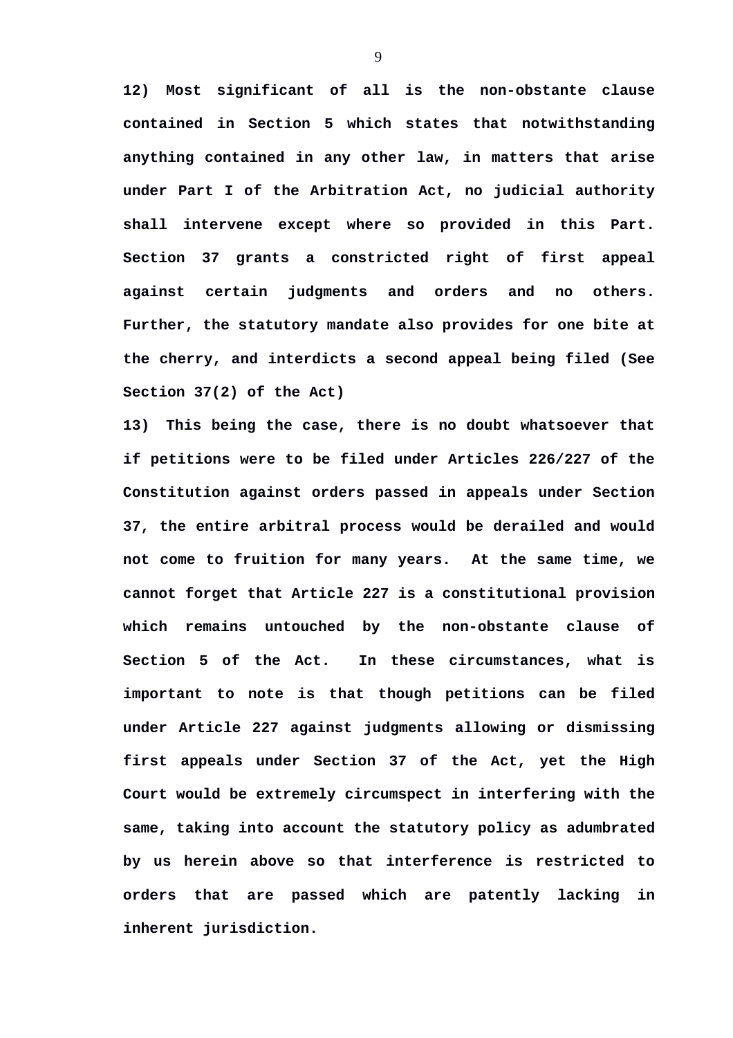**12) Most significant of all is the non-obstante clause contained in Section 5 which states that notwithstanding anything contained in any other law, in matters that arise under Part I of the Arbitration Act, no judicial authority shall intervene except where so provided in this Part. Section 37 grants a constricted right of first appeal against certain judgments and orders and no others. Further, the statutory mandate also provides for one bite at the cherry, and interdicts a second appeal being filed (See Section 37(2) of the Act)**

**13) This being the case, there is no doubt whatsoever that if petitions were to be filed under Articles 226/227 of the Constitution against orders passed in appeals under Section 37, the entire arbitral process would be derailed and would not come to fruition for many years. At the same time, we cannot forget that Article 227 is a constitutional provision which remains untouched by the non-obstante clause of Section 5 of the Act. In these circumstances, what is important to note is that though petitions can be filed under Article 227 against judgments allowing or dismissing first appeals under Section 37 of the Act, yet the High Court would be extremely circumspect in interfering with the same, taking into account the statutory policy as adumbrated by us herein above so that interference is restricted to orders that are passed which are patently lacking in inherent jurisdiction.**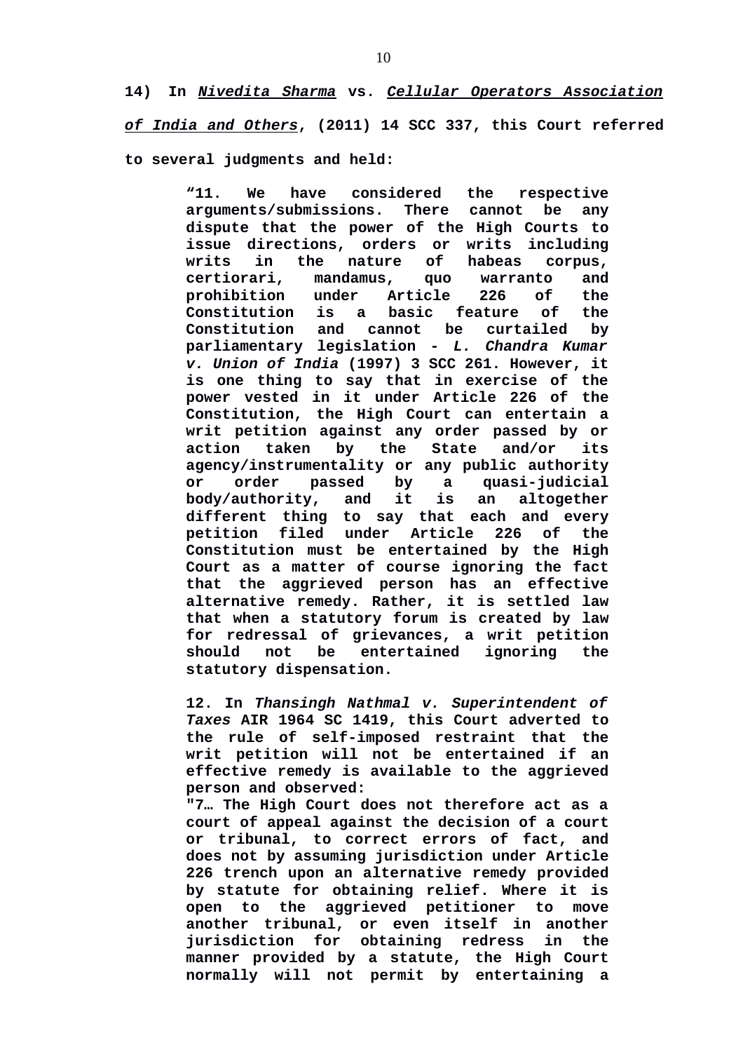**14) In *Nivedita Sharma* vs. *Cellular Operators Association of India and Others*, (2011) 14 SCC 337, this Court referred to several judgments and held:**

> **"11. We have considered the respective arguments/submissions. There cannot be any dispute that the power of the High Courts to issue directions, orders or writs including writs in the nature of habeas corpus, certiorari, mandamus, quo warranto and prohibition under Article 226 of the Constitution is a basic feature of the Constitution and cannot be curtailed by parliamentary legislation - *L. Chandra Kumar v. Union of India* (1997) 3 SCC 261. However, it is one thing to say that in exercise of the power vested in it under Article 226 of the Constitution, the High Court can entertain a writ petition against any order passed by or action taken by the State and/or its agency/instrumentality or any public authority or order passed by a quasi-judicial body/authority, and it is an altogether different thing to say that each and every petition filed under Article 226 of the Constitution must be entertained by the High Court as a matter of course ignoring the fact that the aggrieved person has an effective alternative remedy. Rather, it is settled law that when a statutory forum is created by law for redressal of grievances, a writ petition should not be entertained ignoring the statutory dispensation.**
>
> **12. In *Thansingh Nathmal v. Superintendent of Taxes* AIR 1964 SC 1419, this Court adverted to the rule of self-imposed restraint that the writ petition will not be entertained if an effective remedy is available to the aggrieved person and observed:**
> **"7… The High Court does not therefore act as a court of appeal against the decision of a court or tribunal, to correct errors of fact, and does not by assuming jurisdiction under Article 226 trench upon an alternative remedy provided by statute for obtaining relief. Where it is open to the aggrieved petitioner to move another tribunal, or even itself in another jurisdiction for obtaining redress in the manner provided by a statute, the High Court normally will not permit by entertaining a**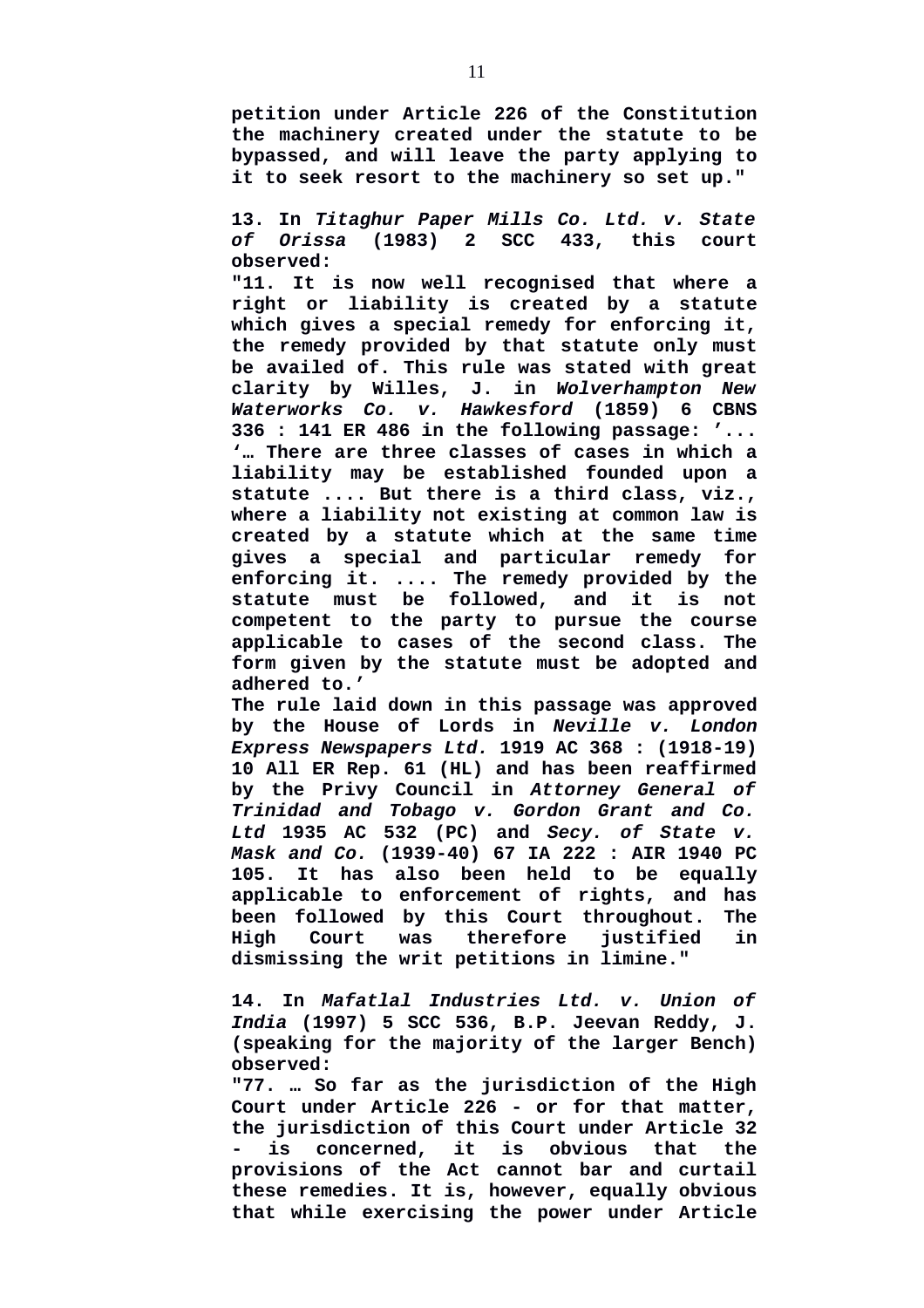**petition under Article 226 of the Constitution the machinery created under the statute to be bypassed, and will leave the party applying to it to seek resort to the machinery so set up."**

**13. In *Titaghur Paper Mills Co. Ltd. v. State of Orissa* (1983) 2 SCC 433, this court observed:**

**"11. It is now well recognised that where a right or liability is created by a statute which gives a special remedy for enforcing it, the remedy provided by that statute only must be availed of. This rule was stated with great clarity by Willes, J. in *Wolverhampton New Waterworks Co. v. Hawkesford* (1859) 6 CBNS 336 : 141 ER 486 in the following passage: '... '… There are three classes of cases in which a liability may be established founded upon a statute .... But there is a third class, viz., where a liability not existing at common law is created by a statute which at the same time gives a special and particular remedy for enforcing it. .... The remedy provided by the statute must be followed, and it is not competent to the party to pursue the course applicable to cases of the second class. The form given by the statute must be adopted and adhered to.'**

**The rule laid down in this passage was approved by the House of Lords in *Neville v. London Express Newspapers Ltd.* 1919 AC 368 : (1918-19) 10 All ER Rep. 61 (HL) and has been reaffirmed by the Privy Council in *Attorney General of Trinidad and Tobago v. Gordon Grant and Co. Ltd* 1935 AC 532 (PC) and *Secy. of State v. Mask and Co.* (1939-40) 67 IA 222 : AIR 1940 PC 105. It has also been held to be equally applicable to enforcement of rights, and has been followed by this Court throughout. The High Court was therefore justified in dismissing the writ petitions in limine."**

**14. In *Mafatlal Industries Ltd. v. Union of India* (1997) 5 SCC 536, B.P. Jeevan Reddy, J. (speaking for the majority of the larger Bench) observed:**

**"77. … So far as the jurisdiction of the High Court under Article 226 - or for that matter, the jurisdiction of this Court under Article 32 - is concerned, it is obvious that the provisions of the Act cannot bar and curtail these remedies. It is, however, equally obvious that while exercising the power under Article**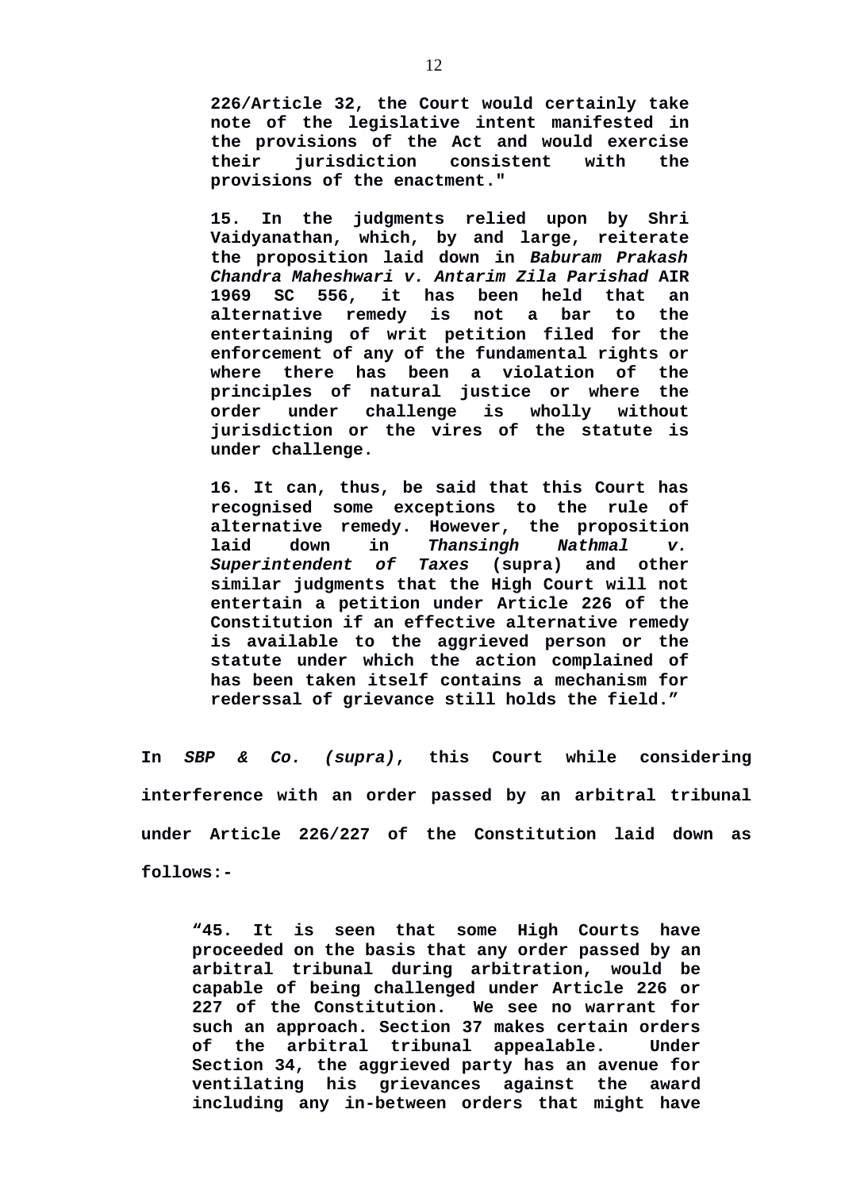**226/Article 32, the Court would certainly take note of the legislative intent manifested in the provisions of the Act and would exercise their jurisdiction consistent with the provisions of the enactment."**

> **15. In the judgments relied upon by Shri Vaidyanathan, which, by and large, reiterate the proposition laid down in *Baburam Prakash Chandra Maheshwari v. Antarim Zila Parishad* AIR 1969 SC 556, it has been held that an alternative remedy is not a bar to the entertaining of writ petition filed for the enforcement of any of the fundamental rights or where there has been a violation of the principles of natural justice or where the order under challenge is wholly without jurisdiction or the vires of the statute is under challenge.**
>
> **16. It can, thus, be said that this Court has recognised some exceptions to the rule of alternative remedy. However, the proposition laid down in *Thansingh Nathmal v. Superintendent of Taxes* (supra) and other similar judgments that the High Court will not entertain a petition under Article 226 of the Constitution if an effective alternative remedy is available to the aggrieved person or the statute under which the action complained of has been taken itself contains a mechanism for rederssal of grievance still holds the field."**

**In *SBP & Co. (supra)*, this Court while considering interference with an order passed by an arbitral tribunal under Article 226/227 of the Constitution laid down as follows:-**

> **"45. It is seen that some High Courts have proceeded on the basis that any order passed by an arbitral tribunal during arbitration, would be capable of being challenged under Article 226 or 227 of the Constitution. We see no warrant for such an approach. Section 37 makes certain orders of the arbitral tribunal appealable. Under Section 34, the aggrieved party has an avenue for ventilating his grievances against the award including any in-between orders that might have**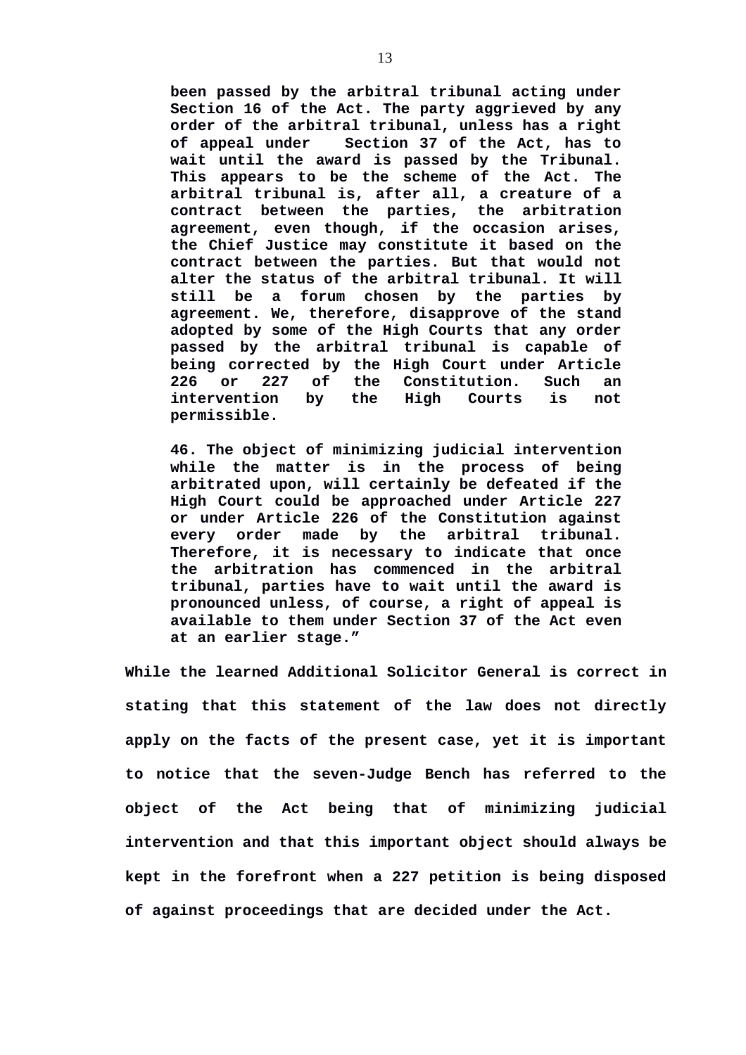> **been passed by the arbitral tribunal acting under Section 16 of the Act. The party aggrieved by any order of the arbitral tribunal, unless has a right of appeal under Section 37 of the Act, has to wait until the award is passed by the Tribunal. This appears to be the scheme of the Act. The arbitral tribunal is, after all, a creature of a contract between the parties, the arbitration agreement, even though, if the occasion arises, the Chief Justice may constitute it based on the contract between the parties. But that would not alter the status of the arbitral tribunal. It will still be a forum chosen by the parties by agreement. We, therefore, disapprove of the stand adopted by some of the High Courts that any order passed by the arbitral tribunal is capable of being corrected by the High Court under Article 226 or 227 of the Constitution. Such an intervention by the High Courts is not permissible.**
>
> **46. The object of minimizing judicial intervention while the matter is in the process of being arbitrated upon, will certainly be defeated if the High Court could be approached under Article 227 or under Article 226 of the Constitution against every order made by the arbitral tribunal. Therefore, it is necessary to indicate that once the arbitration has commenced in the arbitral tribunal, parties have to wait until the award is pronounced unless, of course, a right of appeal is available to them under Section 37 of the Act even at an earlier stage.”**

**While the learned Additional Solicitor General is correct in stating that this statement of the law does not directly apply on the facts of the present case, yet it is important to notice that the seven-Judge Bench has referred to the object of the Act being that of minimizing judicial intervention and that this important object should always be kept in the forefront when a 227 petition is being disposed of against proceedings that are decided under the Act.**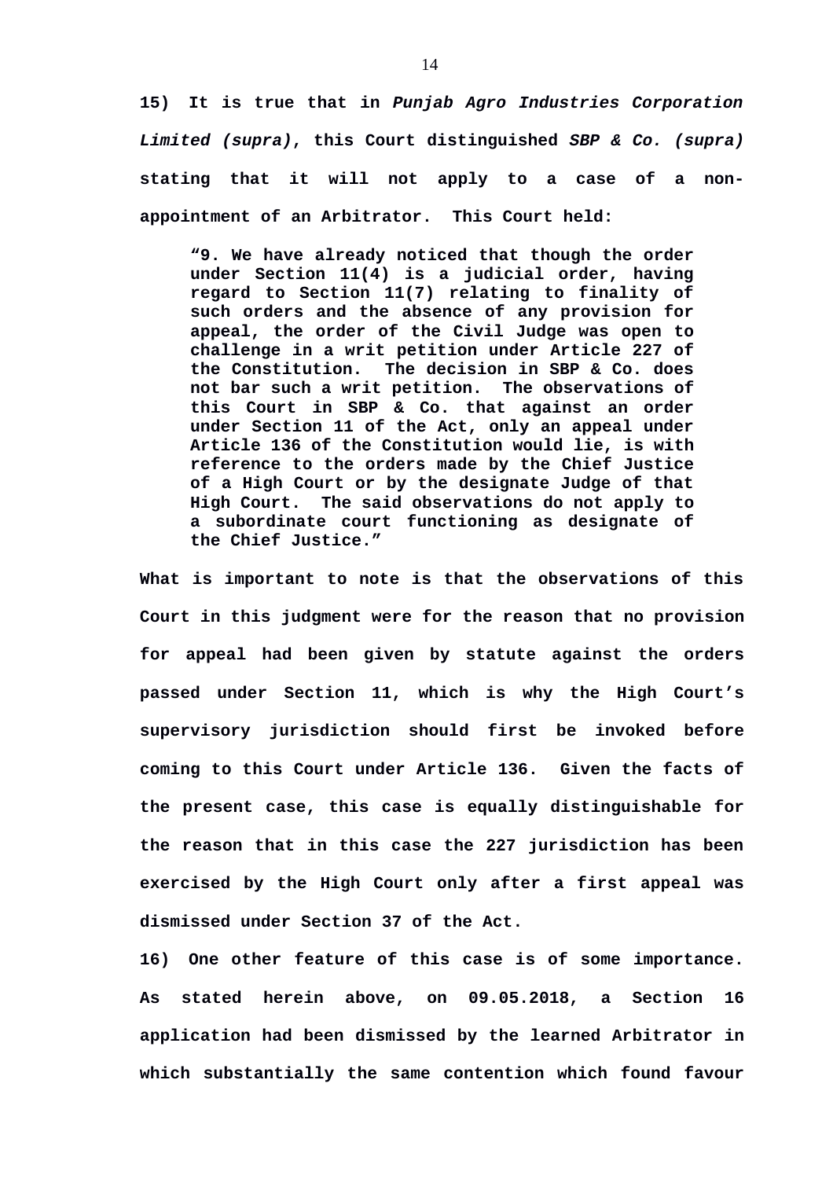**15) It is true that in *Punjab Agro Industries Corporation Limited (supra)*, this Court distinguished *SBP & Co. (supra)* stating that it will not apply to a case of a non-appointment of an Arbitrator. This Court held:**

> **"9. We have already noticed that though the order under Section 11(4) is a judicial order, having regard to Section 11(7) relating to finality of such orders and the absence of any provision for appeal, the order of the Civil Judge was open to challenge in a writ petition under Article 227 of the Constitution. The decision in SBP & Co. does not bar such a writ petition. The observations of this Court in SBP & Co. that against an order under Section 11 of the Act, only an appeal under Article 136 of the Constitution would lie, is with reference to the orders made by the Chief Justice of a High Court or by the designate Judge of that High Court. The said observations do not apply to a subordinate court functioning as designate of the Chief Justice."**

**What is important to note is that the observations of this Court in this judgment were for the reason that no provision for appeal had been given by statute against the orders passed under Section 11, which is why the High Court's supervisory jurisdiction should first be invoked before coming to this Court under Article 136. Given the facts of the present case, this case is equally distinguishable for the reason that in this case the 227 jurisdiction has been exercised by the High Court only after a first appeal was dismissed under Section 37 of the Act.**

**16) One other feature of this case is of some importance. As stated herein above, on 09.05.2018, a Section 16 application had been dismissed by the learned Arbitrator in which substantially the same contention which found favour**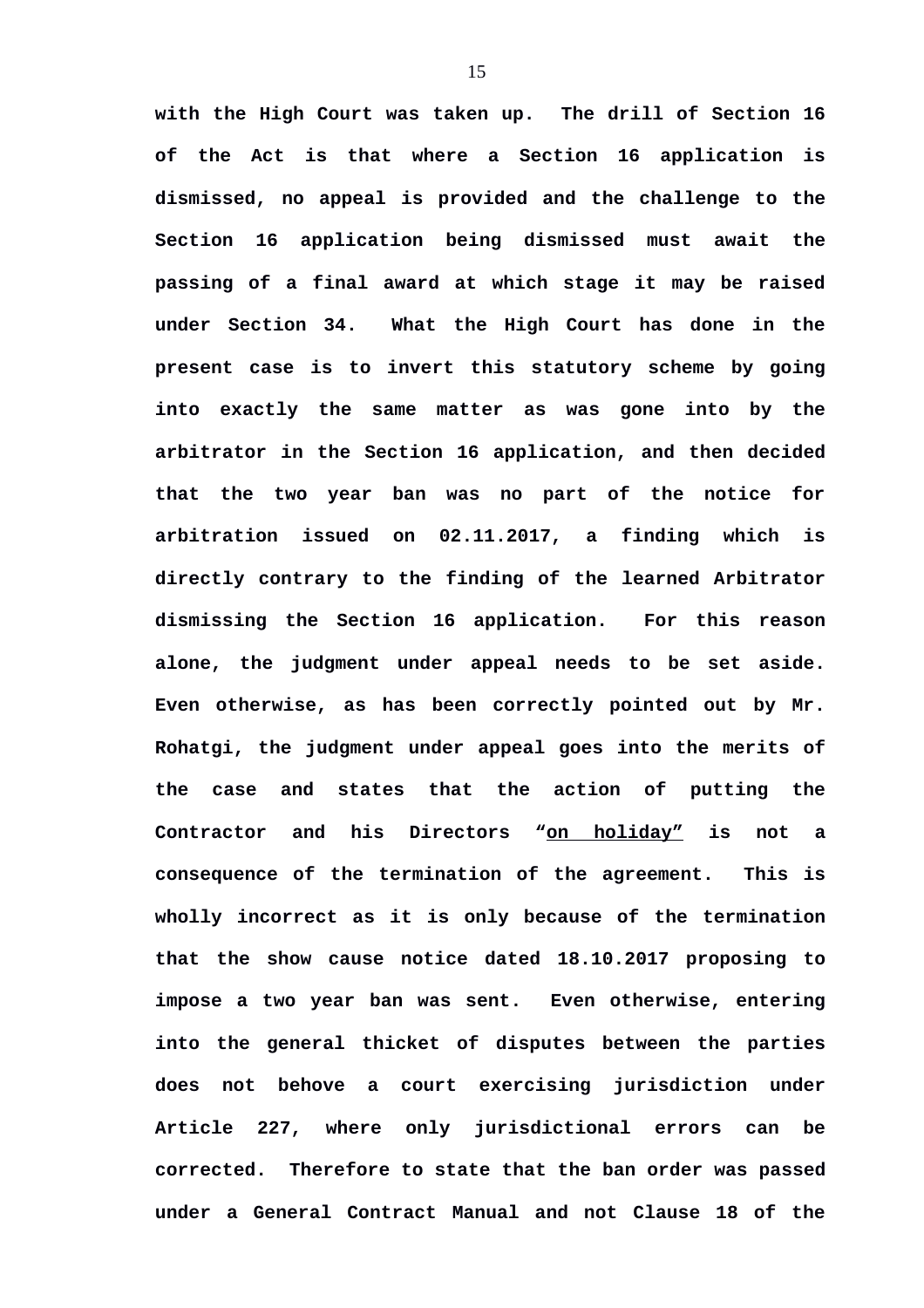**with the High Court was taken up. The drill of Section 16 of the Act is that where a Section 16 application is dismissed, no appeal is provided and the challenge to the Section 16 application being dismissed must await the passing of a final award at which stage it may be raised under Section 34. What the High Court has done in the present case is to invert this statutory scheme by going into exactly the same matter as was gone into by the arbitrator in the Section 16 application, and then decided that the two year ban was no part of the notice for arbitration issued on 02.11.2017, a finding which is directly contrary to the finding of the learned Arbitrator dismissing the Section 16 application. For this reason alone, the judgment under appeal needs to be set aside. Even otherwise, as has been correctly pointed out by Mr. Rohatgi, the judgment under appeal goes into the merits of the case and states that the action of putting the Contractor and his Directors "<u>on holiday</u>" is not a consequence of the termination of the agreement. This is wholly incorrect as it is only because of the termination that the show cause notice dated 18.10.2017 proposing to impose a two year ban was sent. Even otherwise, entering into the general thicket of disputes between the parties does not behove a court exercising jurisdiction under Article 227, where only jurisdictional errors can be corrected. Therefore to state that the ban order was passed under a General Contract Manual and not Clause 18 of the**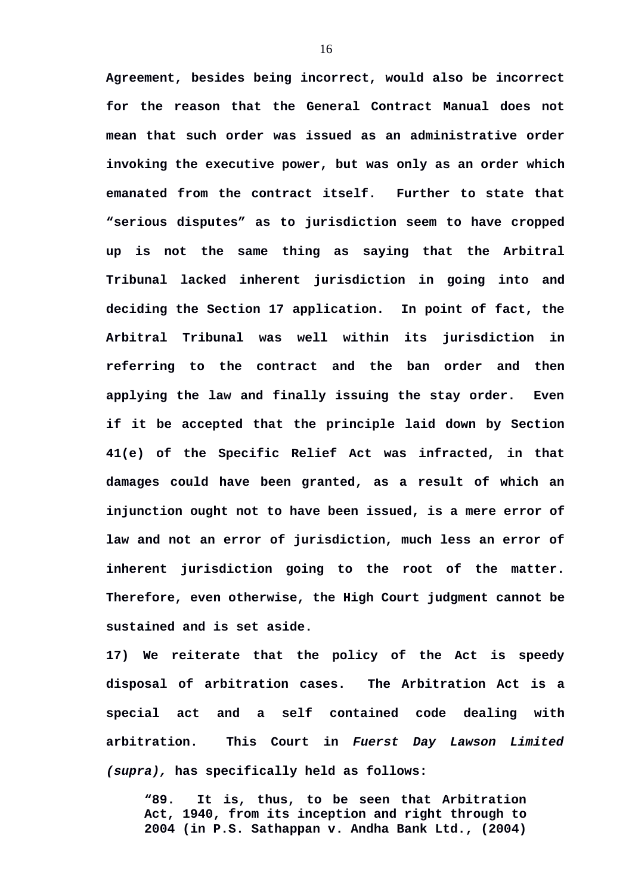**Agreement, besides being incorrect, would also be incorrect for the reason that the General Contract Manual does not mean that such order was issued as an administrative order invoking the executive power, but was only as an order which emanated from the contract itself. Further to state that "serious disputes" as to jurisdiction seem to have cropped up is not the same thing as saying that the Arbitral Tribunal lacked inherent jurisdiction in going into and deciding the Section 17 application. In point of fact, the Arbitral Tribunal was well within its jurisdiction in referring to the contract and the ban order and then applying the law and finally issuing the stay order. Even if it be accepted that the principle laid down by Section 41(e) of the Specific Relief Act was infracted, in that damages could have been granted, as a result of which an injunction ought not to have been issued, is a mere error of law and not an error of jurisdiction, much less an error of inherent jurisdiction going to the root of the matter. Therefore, even otherwise, the High Court judgment cannot be sustained and is set aside.**

**17) We reiterate that the policy of the Act is speedy disposal of arbitration cases. The Arbitration Act is a special act and a self contained code dealing with arbitration. This Court in *Fuerst Day Lawson Limited (supra),* has specifically held as follows:**

> **"89. It is, thus, to be seen that Arbitration Act, 1940, from its inception and right through to 2004 (in P.S. Sathappan v. Andha Bank Ltd., (2004)**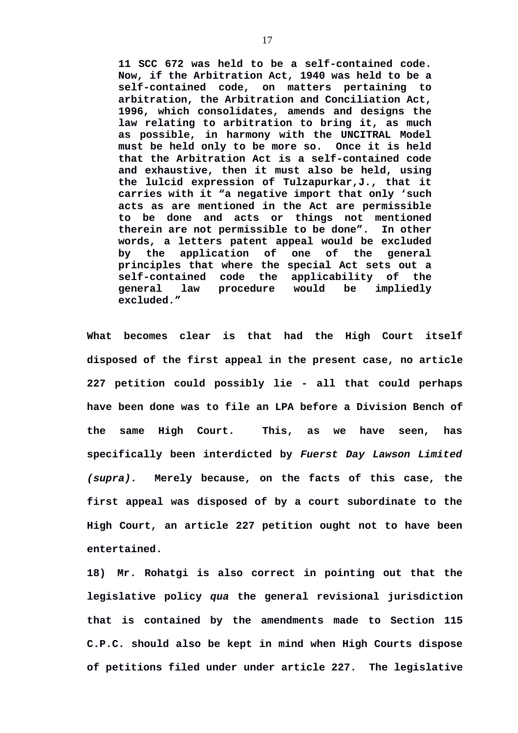**11 SCC 672 was held to be a self-contained code. Now, if the Arbitration Act, 1940 was held to be a self-contained code, on matters pertaining to arbitration, the Arbitration and Conciliation Act, 1996, which consolidates, amends and designs the law relating to arbitration to bring it, as much as possible, in harmony with the UNCITRAL Model must be held only to be more so. Once it is held that the Arbitration Act is a self-contained code and exhaustive, then it must also be held, using the lulcid expression of Tulzapurkar,J., that it carries with it "a negative import that only 'such acts as are mentioned in the Act are permissible to be done and acts or things not mentioned therein are not permissible to be done". In other words, a letters patent appeal would be excluded by the application of one of the general principles that where the special Act sets out a self-contained code the applicability of the general law procedure would be impliedly excluded."**

**What becomes clear is that had the High Court itself disposed of the first appeal in the present case, no article 227 petition could possibly lie - all that could perhaps have been done was to file an LPA before a Division Bench of the same High Court. This, as we have seen, has specifically been interdicted by *Fuerst Day Lawson Limited (supra).* Merely because, on the facts of this case, the first appeal was disposed of by a court subordinate to the High Court, an article 227 petition ought not to have been entertained.**

**18) Mr. Rohatgi is also correct in pointing out that the legislative policy *qua* the general revisional jurisdiction that is contained by the amendments made to Section 115 C.P.C. should also be kept in mind when High Courts dispose of petitions filed under under article 227. The legislative**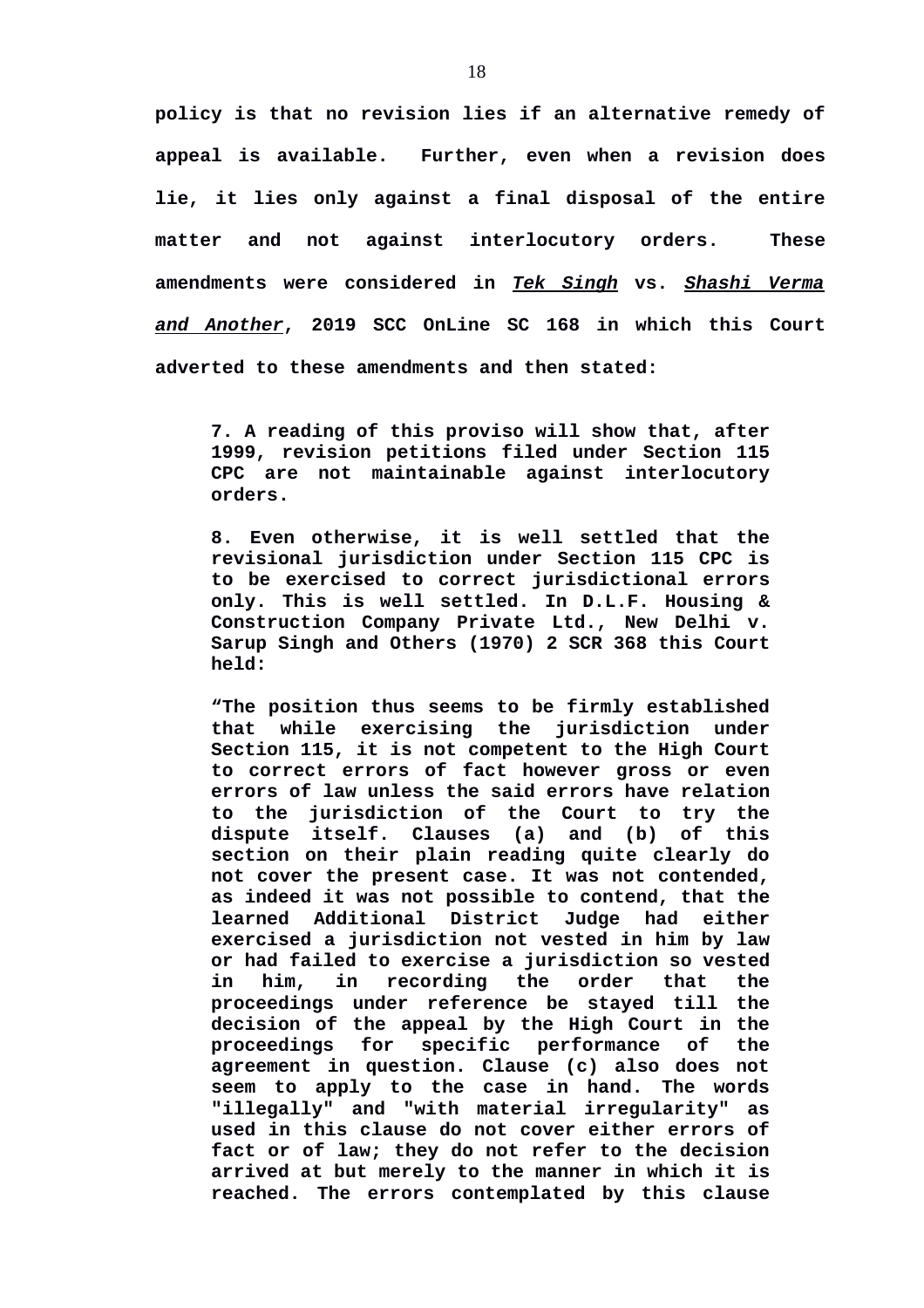**policy is that no revision lies if an alternative remedy of appeal is available. Further, even when a revision does lie, it lies only against a final disposal of the entire matter and not against interlocutory orders. These amendments were considered in *__Tek Singh__* vs. *__Shashi Verma and Another__*, 2019 SCC OnLine SC 168 in which this Court adverted to these amendments and then stated:**

> **7. A reading of this proviso will show that, after 1999, revision petitions filed under Section 115 CPC are not maintainable against interlocutory orders.**
>
> **8. Even otherwise, it is well settled that the revisional jurisdiction under Section 115 CPC is to be exercised to correct jurisdictional errors only. This is well settled. In D.L.F. Housing & Construction Company Private Ltd., New Delhi v. Sarup Singh and Others (1970) 2 SCR 368 this Court held:**
>
> **"The position thus seems to be firmly established that while exercising the jurisdiction under Section 115, it is not competent to the High Court to correct errors of fact however gross or even errors of law unless the said errors have relation to the jurisdiction of the Court to try the dispute itself. Clauses (a) and (b) of this section on their plain reading quite clearly do not cover the present case. It was not contended, as indeed it was not possible to contend, that the learned Additional District Judge had either exercised a jurisdiction not vested in him by law or had failed to exercise a jurisdiction so vested in him, in recording the order that the proceedings under reference be stayed till the decision of the appeal by the High Court in the proceedings for specific performance of the agreement in question. Clause (c) also does not seem to apply to the case in hand. The words "illegally" and "with material irregularity" as used in this clause do not cover either errors of fact or of law; they do not refer to the decision arrived at but merely to the manner in which it is reached. The errors contemplated by this clause**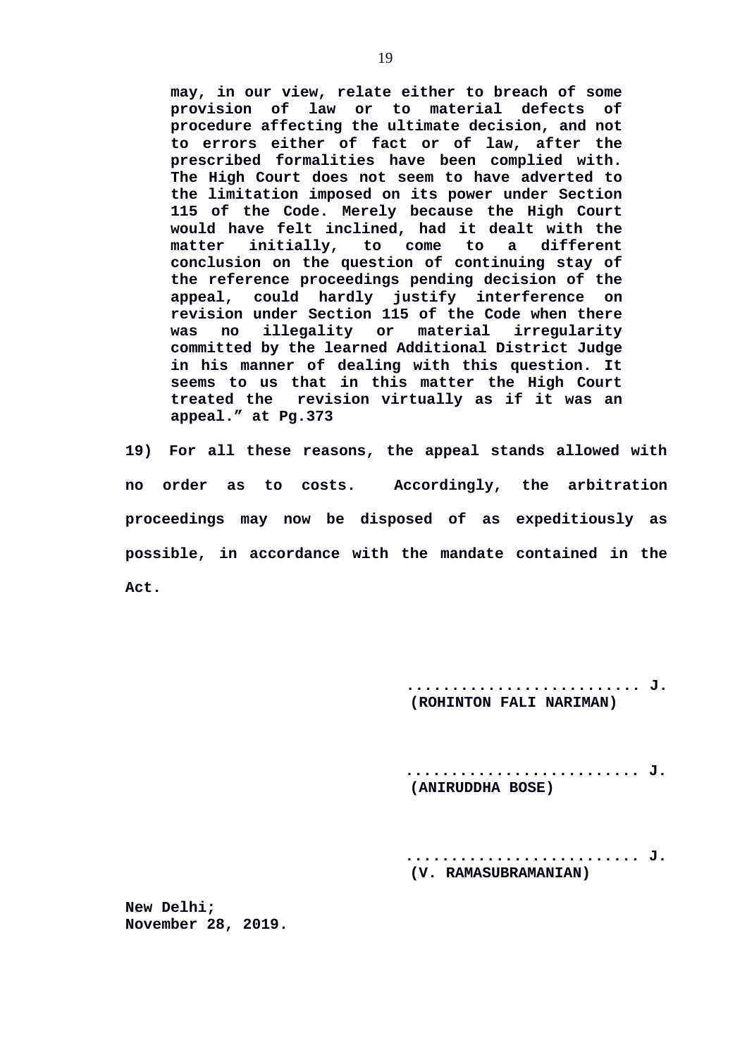**may, in our view, relate either to breach of some provision of law or to material defects of procedure affecting the ultimate decision, and not to errors either of fact or of law, after the prescribed formalities have been complied with. The High Court does not seem to have adverted to the limitation imposed on its power under Section 115 of the Code. Merely because the High Court would have felt inclined, had it dealt with the matter initially, to come to a different conclusion on the question of continuing stay of the reference proceedings pending decision of the appeal, could hardly justify interference on revision under Section 115 of the Code when there was no illegality or material irregularity committed by the learned Additional District Judge in his manner of dealing with this question. It seems to us that in this matter the High Court treated the revision virtually as if it was an appeal." at Pg.373**

**19) For all these reasons, the appeal stands allowed with no order as to costs. Accordingly, the arbitration proceedings may now be disposed of as expeditiously as possible, in accordance with the mandate contained in the Act.**

**......................... J.**
**(ROHINTON FALI NARIMAN)**

**......................... J.**
**(ANIRUDDHA BOSE)**

**......................... J.**
**(V. RAMASUBRAMANIAN)**

**New Delhi;**
**November 28, 2019.**